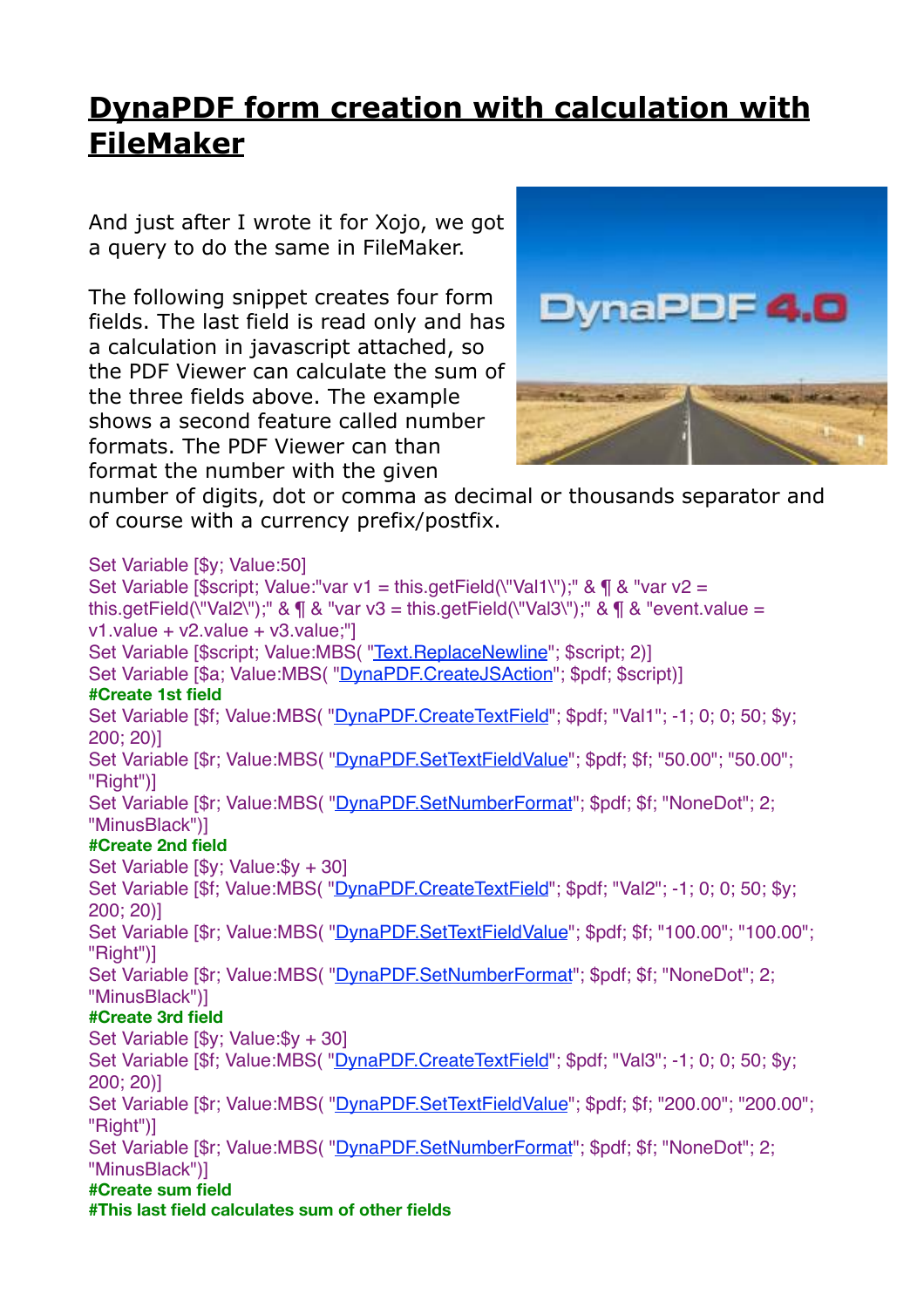# DynaPDF form creation with calculation with FileMaker

And just after I wrote it for Xojo, we got a query to do the same in FileMaker.

The following snippet creates four form fields. The last field is read only and has a calculation in javascript attached, so the PDF Viewer can calculate the sum of the three fields above. The example shows a second feature called number formats. The PDF Viewer can than format the number with the given number of digits, dot or comma as decimal or thousands separator and of course with a currency prefix/postfix.

```
Set Variable [$y; Value:50]
Set Variable [$script; Value:"var v1 = this.getField(\"Val1\");" & ¶ & "var v2 = this.getField(\"Val2\");" & ¶ & "var v3 = this.getField(\"Val3\");" & ¶ & "event.value = v1.value + v2.value + v3.value;"]
Set Variable [$script; Value:MBS( "Text.ReplaceNewline"; $script; 2)]
Set Variable [$a; Value:MBS( "DynaPDF.CreateJSAction"; $pdf; $script)]
#Create 1st field
Set Variable [$f; Value:MBS( "DynaPDF.CreateTextField"; $pdf; "Val1"; -1; 0; 0; 50; $y; 200; 20)]
Set Variable [$r; Value:MBS( "DynaPDF.SetTextFieldValue"; $pdf; $f; "50.00"; "50.00"; "Right")]
Set Variable [$r; Value:MBS( "DynaPDF.SetNumberFormat"; $pdf; $f; "NoneDot"; 2; "MinusBlack")]
#Create 2nd field
Set Variable [$y; Value:$y + 30]
Set Variable [$f; Value:MBS( "DynaPDF.CreateTextField"; $pdf; "Val2"; -1; 0; 0; 50; $y; 200; 20)]
Set Variable [$r; Value:MBS( "DynaPDF.SetTextFieldValue"; $pdf; $f; "100.00"; "100.00"; "Right")]
Set Variable [$r; Value:MBS( "DynaPDF.SetNumberFormat"; $pdf; $f; "NoneDot"; 2; "MinusBlack")]
#Create 3rd field
Set Variable [$y; Value:$y + 30]
Set Variable [$f; Value:MBS( "DynaPDF.CreateTextField"; $pdf; "Val3"; -1; 0; 0; 50; $y; 200; 20)]
Set Variable [$r; Value:MBS( "DynaPDF.SetTextFieldValue"; $pdf; $f; "200.00"; "200.00"; "Right")]
Set Variable [$r; Value:MBS( "DynaPDF.SetNumberFormat"; $pdf; $f; "NoneDot"; 2; "MinusBlack")]
#Create sum field
#This last field calculates sum of other fields
```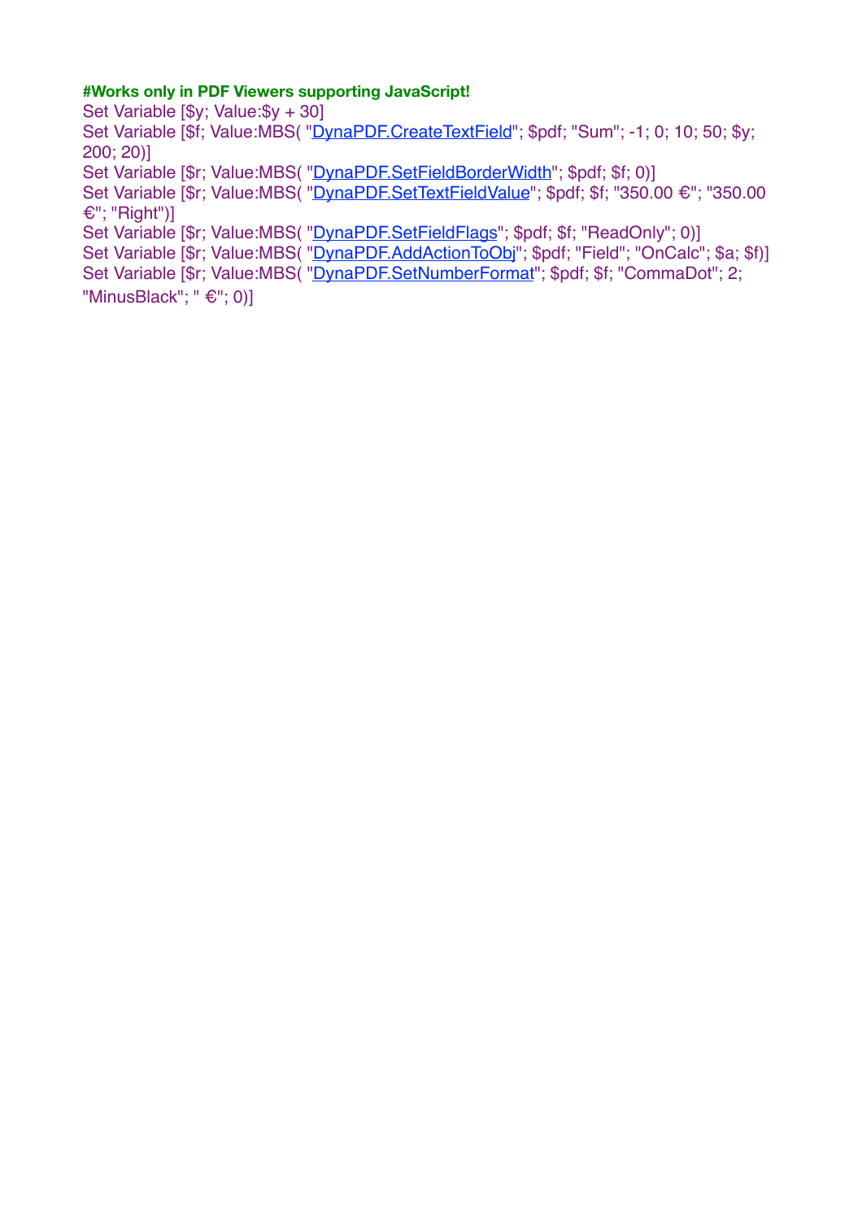```
#Works only in PDF Viewers supporting JavaScript!
Set Variable [$y; Value:$y + 30]
Set Variable [$f; Value:MBS( "DynaPDF.CreateTextField"; $pdf; "Sum"; -1; 0; 10; 50; $y; 200; 20)]
Set Variable [$r; Value:MBS( "DynaPDF.SetFieldBorderWidth"; $pdf; $f; 0)]
Set Variable [$r; Value:MBS( "DynaPDF.SetTextFieldValue"; $pdf; $f; "350.00 €"; "350.00 €"; "Right")]
Set Variable [$r; Value:MBS( "DynaPDF.SetFieldFlags"; $pdf; $f; "ReadOnly"; 0)]
Set Variable [$r; Value:MBS( "DynaPDF.AddActionToObj"; $pdf; "Field"; "OnCalc"; $a; $f)]
Set Variable [$r; Value:MBS( "DynaPDF.SetNumberFormat"; $pdf; $f; "CommaDot"; 2; "MinusBlack"; " €"; 0)]
```